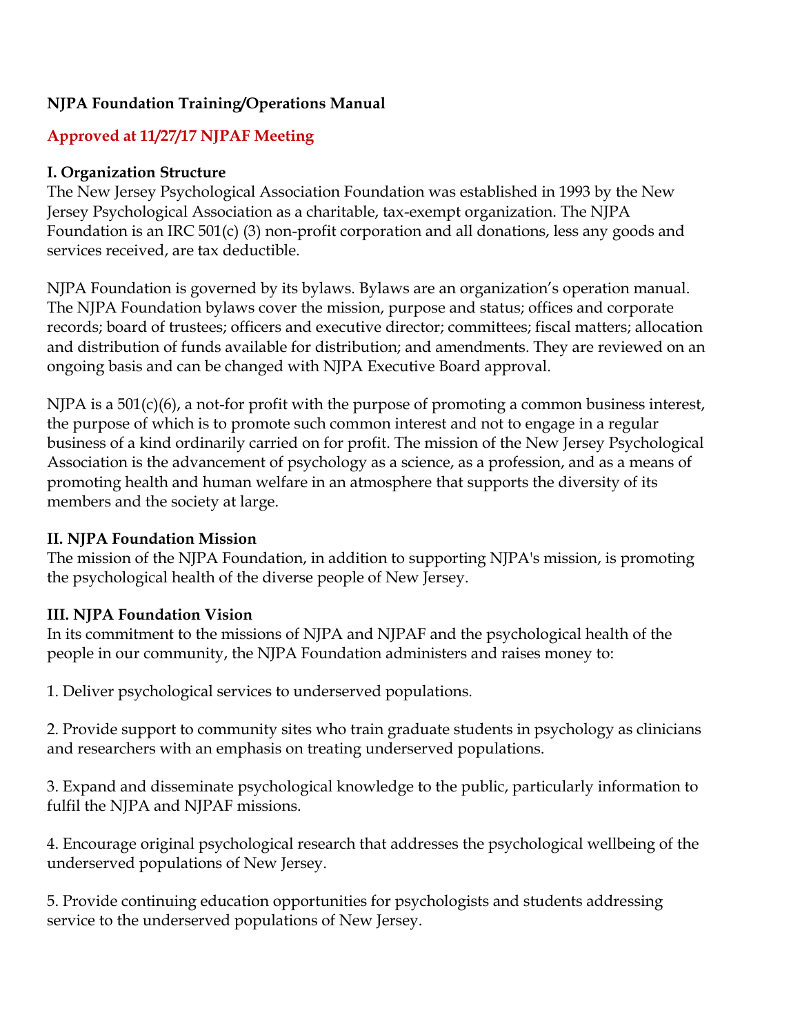**NJPA Foundation Training/Operations Manual**

**Approved at 11/27/17 NJPAF Meeting**

**I. Organization Structure**

The New Jersey Psychological Association Foundation was established in 1993 by the New Jersey Psychological Association as a charitable, tax-exempt organization. The NJPA Foundation is an IRC 501(c) (3) non-profit corporation and all donations, less any goods and services received, are tax deductible.

NJPA Foundation is governed by its bylaws. Bylaws are an organization's operation manual. The NJPA Foundation bylaws cover the mission, purpose and status; offices and corporate records; board of trustees; officers and executive director; committees; fiscal matters; allocation and distribution of funds available for distribution; and amendments. They are reviewed on an ongoing basis and can be changed with NJPA Executive Board approval.

NJPA is a 501(c)(6), a not-for profit with the purpose of promoting a common business interest, the purpose of which is to promote such common interest and not to engage in a regular business of a kind ordinarily carried on for profit. The mission of the New Jersey Psychological Association is the advancement of psychology as a science, as a profession, and as a means of promoting health and human welfare in an atmosphere that supports the diversity of its members and the society at large.

**II. NJPA Foundation Mission**

The mission of the NJPA Foundation, in addition to supporting NJPA's mission, is promoting the psychological health of the diverse people of New Jersey.

**III. NJPA Foundation Vision**

In its commitment to the missions of NJPA and NJPAF and the psychological health of the people in our community, the NJPA Foundation administers and raises money to:

1. Deliver psychological services to underserved populations.

2. Provide support to community sites who train graduate students in psychology as clinicians and researchers with an emphasis on treating underserved populations.

3. Expand and disseminate psychological knowledge to the public, particularly information to fulfil the NJPA and NJPAF missions.

4. Encourage original psychological research that addresses the psychological wellbeing of the underserved populations of New Jersey.

5. Provide continuing education opportunities for psychologists and students addressing service to the underserved populations of New Jersey.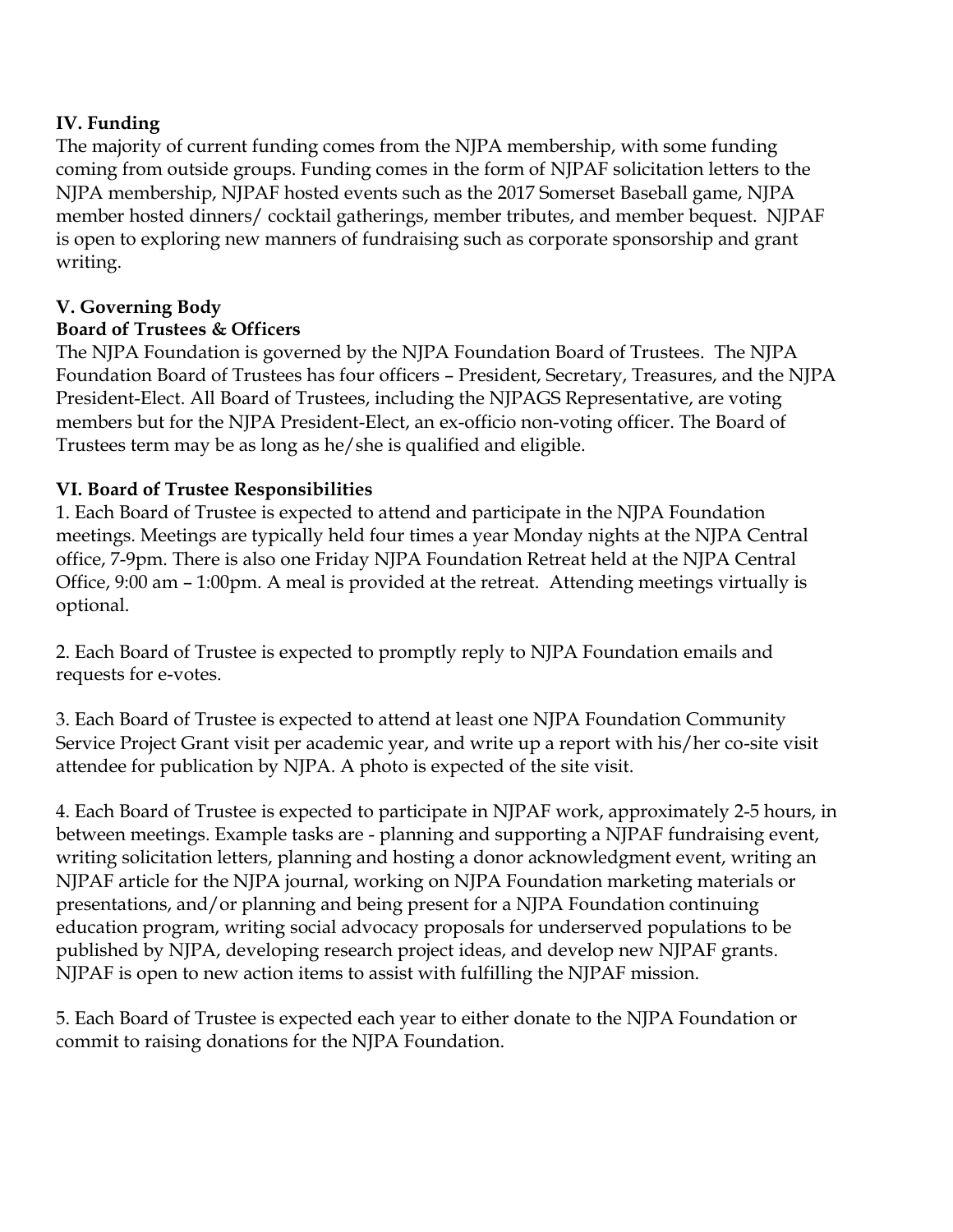**IV. Funding**

The majority of current funding comes from the NJPA membership, with some funding coming from outside groups. Funding comes in the form of NJPAF solicitation letters to the NJPA membership, NJPAF hosted events such as the 2017 Somerset Baseball game, NJPA member hosted dinners/ cocktail gatherings, member tributes, and member bequest. NJPAF is open to exploring new manners of fundraising such as corporate sponsorship and grant writing.

**V. Governing Body**

**Board of Trustees & Officers**

The NJPA Foundation is governed by the NJPA Foundation Board of Trustees. The NJPA Foundation Board of Trustees has four officers – President, Secretary, Treasures, and the NJPA President-Elect. All Board of Trustees, including the NJPAGS Representative, are voting members but for the NJPA President-Elect, an ex-officio non-voting officer. The Board of Trustees term may be as long as he/she is qualified and eligible.

**VI. Board of Trustee Responsibilities**

1. Each Board of Trustee is expected to attend and participate in the NJPA Foundation meetings. Meetings are typically held four times a year Monday nights at the NJPA Central office, 7-9pm. There is also one Friday NJPA Foundation Retreat held at the NJPA Central Office, 9:00 am – 1:00pm. A meal is provided at the retreat. Attending meetings virtually is optional.

2. Each Board of Trustee is expected to promptly reply to NJPA Foundation emails and requests for e-votes.

3. Each Board of Trustee is expected to attend at least one NJPA Foundation Community Service Project Grant visit per academic year, and write up a report with his/her co-site visit attendee for publication by NJPA. A photo is expected of the site visit.

4. Each Board of Trustee is expected to participate in NJPAF work, approximately 2-5 hours, in between meetings. Example tasks are - planning and supporting a NJPAF fundraising event, writing solicitation letters, planning and hosting a donor acknowledgment event, writing an NJPAF article for the NJPA journal, working on NJPA Foundation marketing materials or presentations, and/or planning and being present for a NJPA Foundation continuing education program, writing social advocacy proposals for underserved populations to be published by NJPA, developing research project ideas, and develop new NJPAF grants. NJPAF is open to new action items to assist with fulfilling the NJPAF mission.

5. Each Board of Trustee is expected each year to either donate to the NJPA Foundation or commit to raising donations for the NJPA Foundation.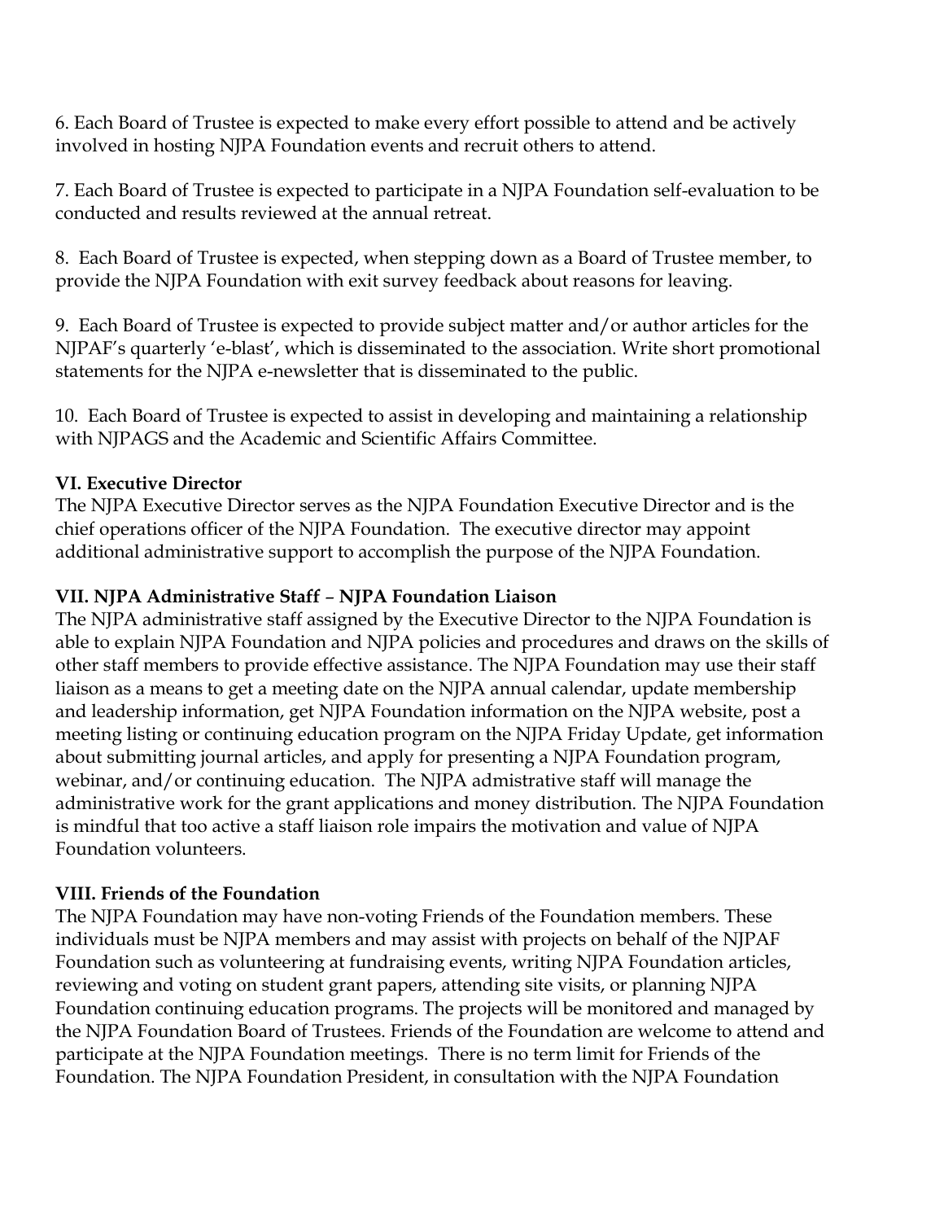6. Each Board of Trustee is expected to make every effort possible to attend and be actively involved in hosting NJPA Foundation events and recruit others to attend.

7. Each Board of Trustee is expected to participate in a NJPA Foundation self-evaluation to be conducted and results reviewed at the annual retreat.

8. Each Board of Trustee is expected, when stepping down as a Board of Trustee member, to provide the NJPA Foundation with exit survey feedback about reasons for leaving.

9. Each Board of Trustee is expected to provide subject matter and/or author articles for the NJPAF's quarterly 'e-blast', which is disseminated to the association. Write short promotional statements for the NJPA e-newsletter that is disseminated to the public.

10. Each Board of Trustee is expected to assist in developing and maintaining a relationship with NJPAGS and the Academic and Scientific Affairs Committee.

**VI. Executive Director**

The NJPA Executive Director serves as the NJPA Foundation Executive Director and is the chief operations officer of the NJPA Foundation. The executive director may appoint additional administrative support to accomplish the purpose of the NJPA Foundation.

**VII. NJPA Administrative Staff – NJPA Foundation Liaison**

The NJPA administrative staff assigned by the Executive Director to the NJPA Foundation is able to explain NJPA Foundation and NJPA policies and procedures and draws on the skills of other staff members to provide effective assistance. The NJPA Foundation may use their staff liaison as a means to get a meeting date on the NJPA annual calendar, update membership and leadership information, get NJPA Foundation information on the NJPA website, post a meeting listing or continuing education program on the NJPA Friday Update, get information about submitting journal articles, and apply for presenting a NJPA Foundation program, webinar, and/or continuing education. The NJPA admistrative staff will manage the administrative work for the grant applications and money distribution. The NJPA Foundation is mindful that too active a staff liaison role impairs the motivation and value of NJPA Foundation volunteers.

**VIII. Friends of the Foundation**

The NJPA Foundation may have non-voting Friends of the Foundation members. These individuals must be NJPA members and may assist with projects on behalf of the NJPAF Foundation such as volunteering at fundraising events, writing NJPA Foundation articles, reviewing and voting on student grant papers, attending site visits, or planning NJPA Foundation continuing education programs. The projects will be monitored and managed by the NJPA Foundation Board of Trustees. Friends of the Foundation are welcome to attend and participate at the NJPA Foundation meetings. There is no term limit for Friends of the Foundation. The NJPA Foundation President, in consultation with the NJPA Foundation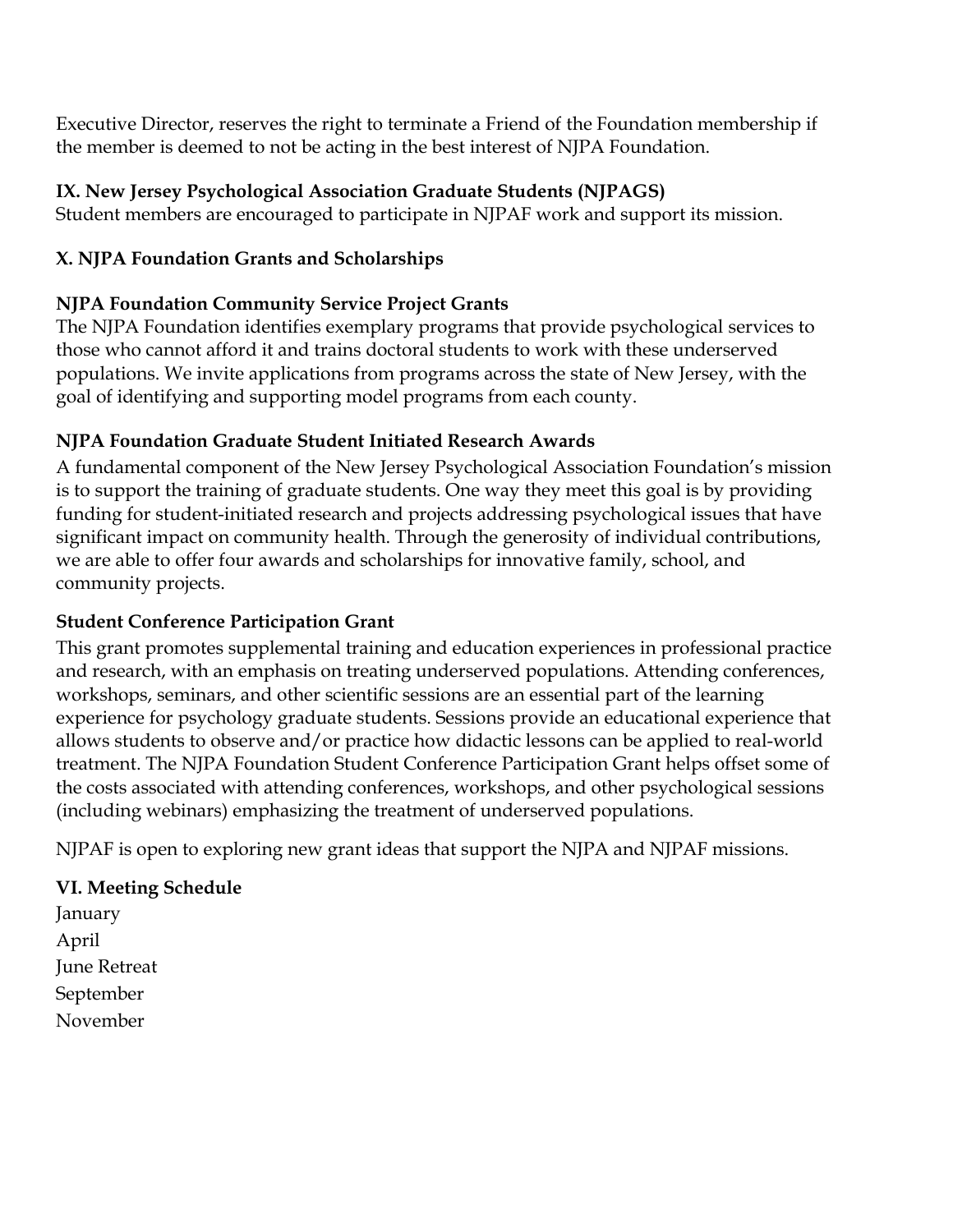Executive Director, reserves the right to terminate a Friend of the Foundation membership if the member is deemed to not be acting in the best interest of NJPA Foundation.

## IX. New Jersey Psychological Association Graduate Students (NJPAGS)

Student members are encouraged to participate in NJPAF work and support its mission.

## X. NJPA Foundation Grants and Scholarships

### NJPA Foundation Community Service Project Grants

The NJPA Foundation identifies exemplary programs that provide psychological services to those who cannot afford it and trains doctoral students to work with these underserved populations. We invite applications from programs across the state of New Jersey, with the goal of identifying and supporting model programs from each county.

### NJPA Foundation Graduate Student Initiated Research Awards

A fundamental component of the New Jersey Psychological Association Foundation's mission is to support the training of graduate students. One way they meet this goal is by providing funding for student-initiated research and projects addressing psychological issues that have significant impact on community health. Through the generosity of individual contributions, we are able to offer four awards and scholarships for innovative family, school, and community projects.

### Student Conference Participation Grant

This grant promotes supplemental training and education experiences in professional practice and research, with an emphasis on treating underserved populations. Attending conferences, workshops, seminars, and other scientific sessions are an essential part of the learning experience for psychology graduate students. Sessions provide an educational experience that allows students to observe and/or practice how didactic lessons can be applied to real-world treatment. The NJPA Foundation Student Conference Participation Grant helps offset some of the costs associated with attending conferences, workshops, and other psychological sessions (including webinars) emphasizing the treatment of underserved populations.

NJPAF is open to exploring new grant ideas that support the NJPA and NJPAF missions.

## VI. Meeting Schedule

January
April
June Retreat
September
November